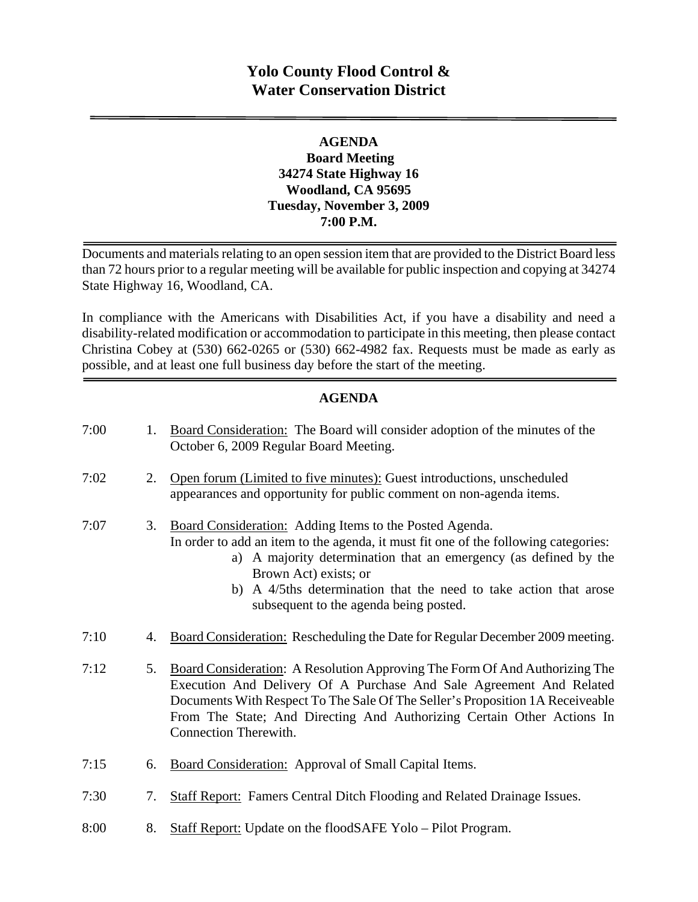# Yolo County Flood Control & Water Conservation District

**AGENDA**
**Board Meeting**
**34274 State Highway 16**
**Woodland, CA 95695**
**Tuesday, November 3, 2009**
**7:00 P.M.**

Documents and materials relating to an open session item that are provided to the District Board less than 72 hours prior to a regular meeting will be available for public inspection and copying at 34274 State Highway 16, Woodland, CA.

In compliance with the Americans with Disabilities Act, if you have a disability and need a disability-related modification or accommodation to participate in this meeting, then please contact Christina Cobey at (530) 662-0265 or (530) 662-4982 fax. Requests must be made as early as possible, and at least one full business day before the start of the meeting.

## AGENDA

7:00 1. Board Consideration: The Board will consider adoption of the minutes of the October 6, 2009 Regular Board Meeting.

7:02 2. Open forum (Limited to five minutes): Guest introductions, unscheduled appearances and opportunity for public comment on non-agenda items.

7:07 3. Board Consideration: Adding Items to the Posted Agenda.
In order to add an item to the agenda, it must fit one of the following categories:
a) A majority determination that an emergency (as defined by the Brown Act) exists; or
b) A 4/5ths determination that the need to take action that arose subsequent to the agenda being posted.

7:10 4. Board Consideration: Rescheduling the Date for Regular December 2009 meeting.

7:12 5. Board Consideration: A Resolution Approving The Form Of And Authorizing The Execution And Delivery Of A Purchase And Sale Agreement And Related Documents With Respect To The Sale Of The Seller's Proposition 1A Receiveable From The State; And Directing And Authorizing Certain Other Actions In Connection Therewith.

7:15 6. Board Consideration: Approval of Small Capital Items.

7:30 7. Staff Report: Famers Central Ditch Flooding and Related Drainage Issues.

8:00 8. Staff Report: Update on the floodSAFE Yolo – Pilot Program.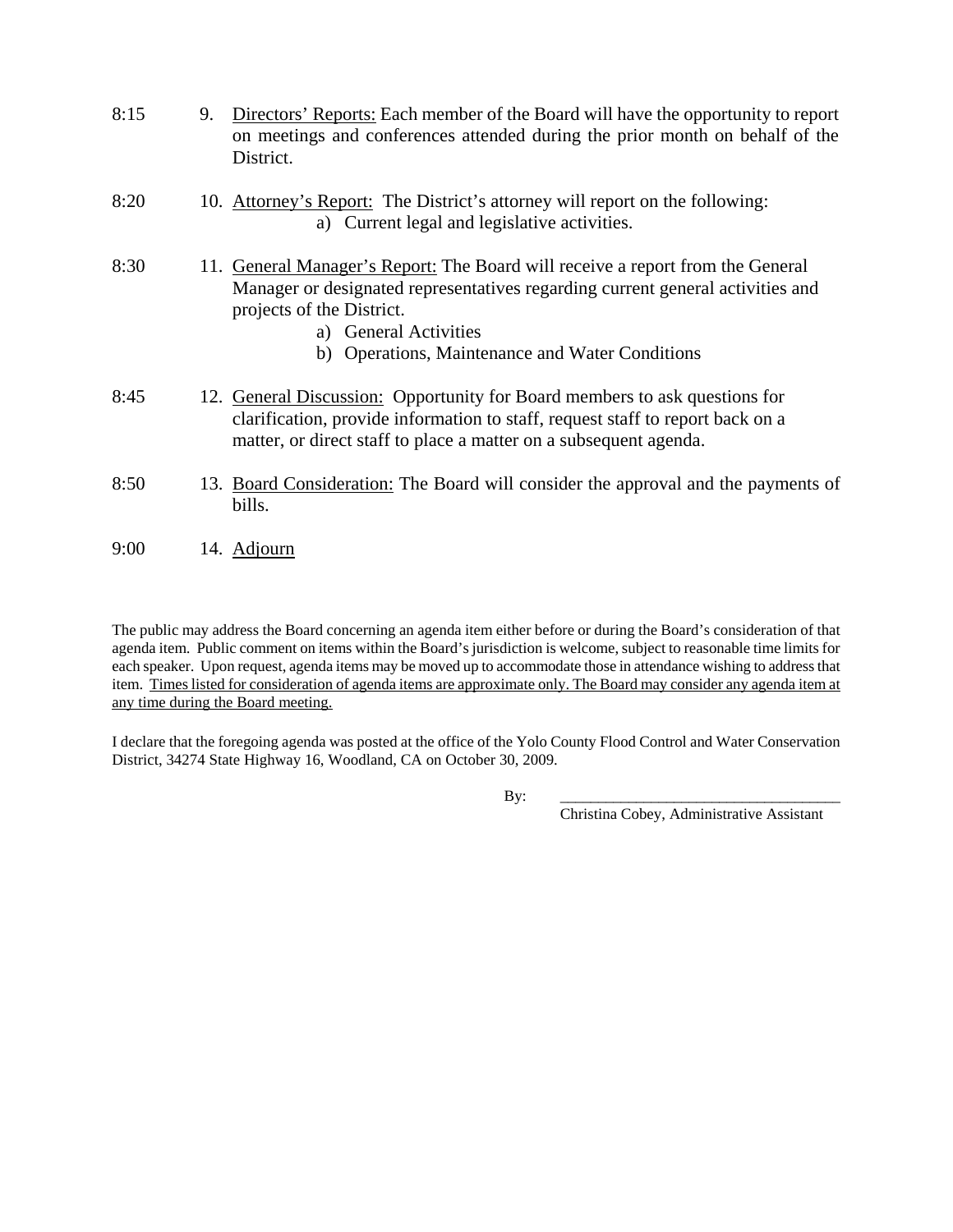8:15 9. Directors' Reports: Each member of the Board will have the opportunity to report on meetings and conferences attended during the prior month on behalf of the District.

8:20 10. Attorney's Report: The District's attorney will report on the following:

a) Current legal and legislative activities.

8:30 11. General Manager's Report: The Board will receive a report from the General Manager or designated representatives regarding current general activities and projects of the District.

a) General Activities
b) Operations, Maintenance and Water Conditions

8:45 12. General Discussion: Opportunity for Board members to ask questions for clarification, provide information to staff, request staff to report back on a matter, or direct staff to place a matter on a subsequent agenda.

8:50 13. Board Consideration: The Board will consider the approval and the payments of bills.

9:00 14. Adjourn

The public may address the Board concerning an agenda item either before or during the Board's consideration of that agenda item. Public comment on items within the Board's jurisdiction is welcome, subject to reasonable time limits for each speaker. Upon request, agenda items may be moved up to accommodate those in attendance wishing to address that item. Times listed for consideration of agenda items are approximate only. The Board may consider any agenda item at any time during the Board meeting.

I declare that the foregoing agenda was posted at the office of the Yolo County Flood Control and Water Conservation District, 34274 State Highway 16, Woodland, CA on October 30, 2009.

By: ___________________________________

Christina Cobey, Administrative Assistant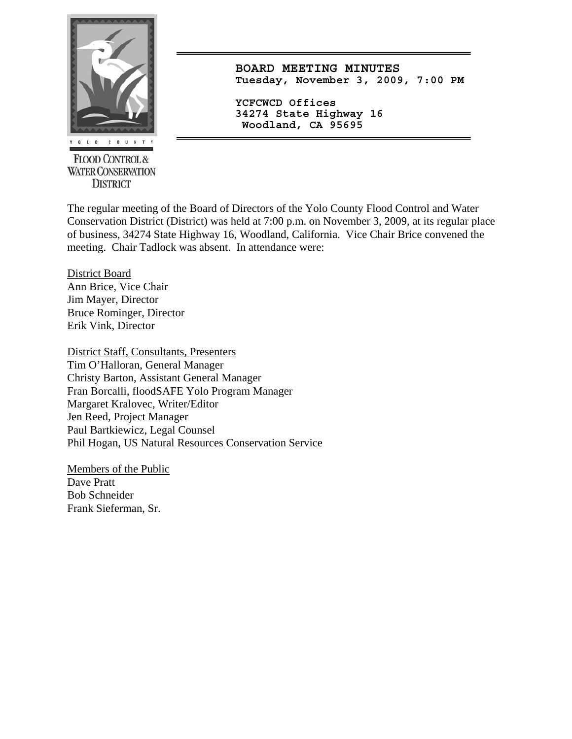**YOLO COUNTY FLOOD CONTROL & WATER CONSERVATION DISTRICT**

# BOARD MEETING MINUTES

**Tuesday, November 3, 2009, 7:00 PM**

**YCFCWCD Offices**
**34274 State Highway 16**
**Woodland, CA 95695**

The regular meeting of the Board of Directors of the Yolo County Flood Control and Water Conservation District (District) was held at 7:00 p.m. on November 3, 2009, at its regular place of business, 34274 State Highway 16, Woodland, California. Vice Chair Brice convened the meeting. Chair Tadlock was absent. In attendance were:

<u>District Board</u>
Ann Brice, Vice Chair
Jim Mayer, Director
Bruce Rominger, Director
Erik Vink, Director

<u>District Staff, Consultants, Presenters</u>
Tim O'Halloran, General Manager
Christy Barton, Assistant General Manager
Fran Borcalli, floodSAFE Yolo Program Manager
Margaret Kralovec, Writer/Editor
Jen Reed, Project Manager
Paul Bartkiewicz, Legal Counsel
Phil Hogan, US Natural Resources Conservation Service

<u>Members of the Public</u>
Dave Pratt
Bob Schneider
Frank Sieferman, Sr.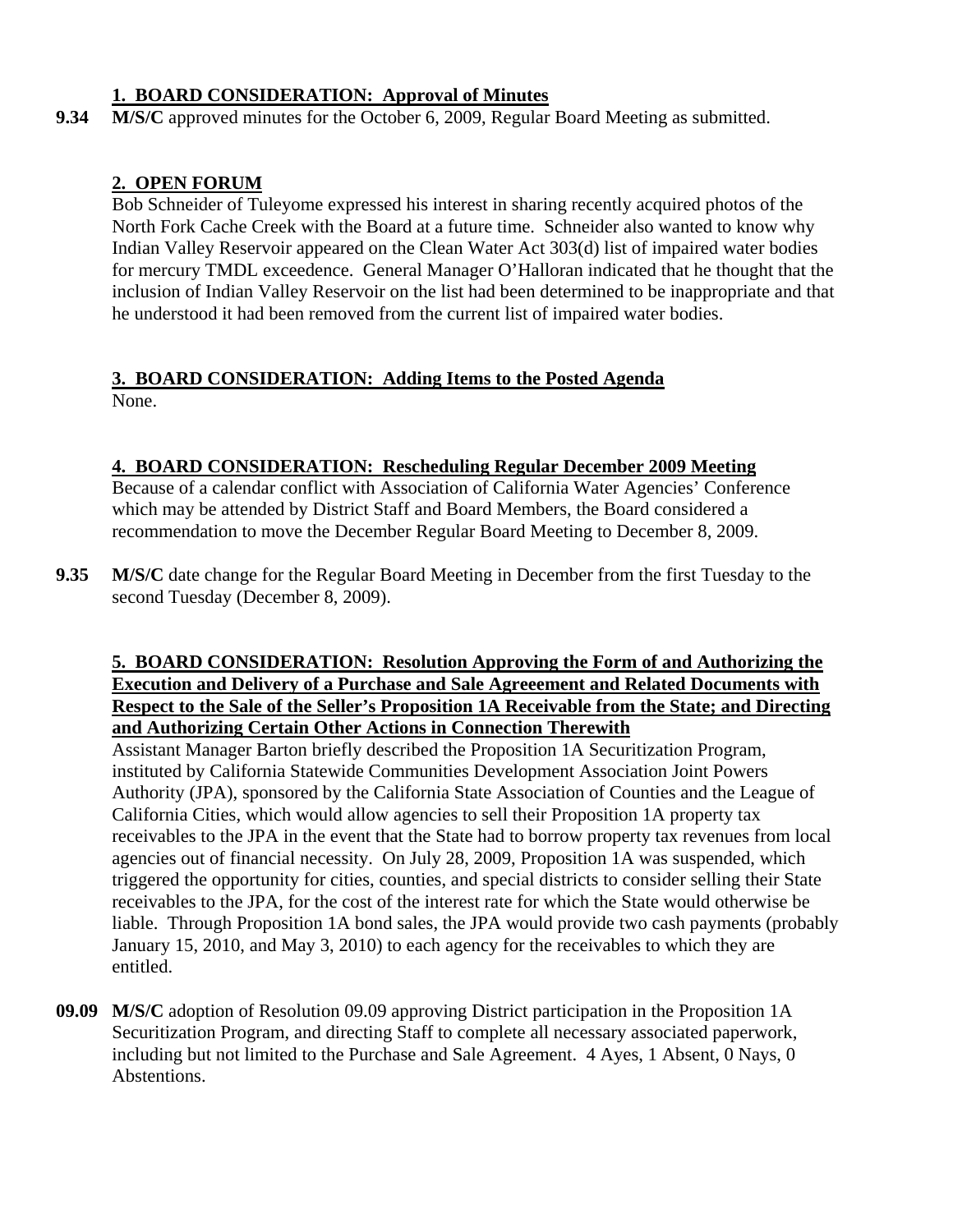**1. BOARD CONSIDERATION: Approval of Minutes**

**9.34** **M/S/C** approved minutes for the October 6, 2009, Regular Board Meeting as submitted.

**2. OPEN FORUM**

Bob Schneider of Tuleyome expressed his interest in sharing recently acquired photos of the North Fork Cache Creek with the Board at a future time. Schneider also wanted to know why Indian Valley Reservoir appeared on the Clean Water Act 303(d) list of impaired water bodies for mercury TMDL exceedence. General Manager O'Halloran indicated that he thought that the inclusion of Indian Valley Reservoir on the list had been determined to be inappropriate and that he understood it had been removed from the current list of impaired water bodies.

**3. BOARD CONSIDERATION: Adding Items to the Posted Agenda**

None.

**4. BOARD CONSIDERATION: Rescheduling Regular December 2009 Meeting**

Because of a calendar conflict with Association of California Water Agencies' Conference which may be attended by District Staff and Board Members, the Board considered a recommendation to move the December Regular Board Meeting to December 8, 2009.

**9.35** **M/S/C** date change for the Regular Board Meeting in December from the first Tuesday to the second Tuesday (December 8, 2009).

**5. BOARD CONSIDERATION: Resolution Approving the Form of and Authorizing the Execution and Delivery of a Purchase and Sale Agreeement and Related Documents with Respect to the Sale of the Seller's Proposition 1A Receivable from the State; and Directing and Authorizing Certain Other Actions in Connection Therewith**

Assistant Manager Barton briefly described the Proposition 1A Securitization Program, instituted by California Statewide Communities Development Association Joint Powers Authority (JPA), sponsored by the California State Association of Counties and the League of California Cities, which would allow agencies to sell their Proposition 1A property tax receivables to the JPA in the event that the State had to borrow property tax revenues from local agencies out of financial necessity. On July 28, 2009, Proposition 1A was suspended, which triggered the opportunity for cities, counties, and special districts to consider selling their State receivables to the JPA, for the cost of the interest rate for which the State would otherwise be liable. Through Proposition 1A bond sales, the JPA would provide two cash payments (probably January 15, 2010, and May 3, 2010) to each agency for the receivables to which they are entitled.

**09.09** **M/S/C** adoption of Resolution 09.09 approving District participation in the Proposition 1A Securitization Program, and directing Staff to complete all necessary associated paperwork, including but not limited to the Purchase and Sale Agreement. 4 Ayes, 1 Absent, 0 Nays, 0 Abstentions.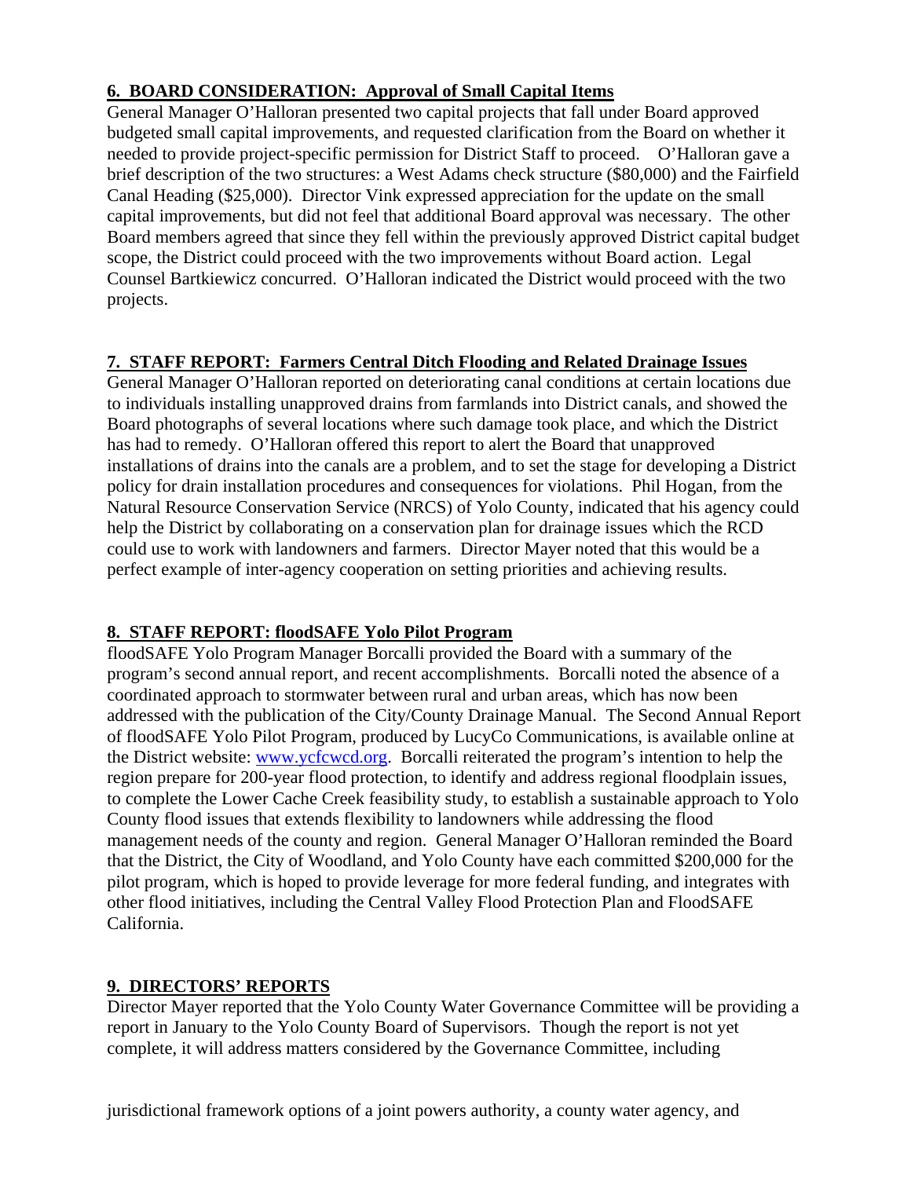## 6. BOARD CONSIDERATION: Approval of Small Capital Items

General Manager O'Halloran presented two capital projects that fall under Board approved budgeted small capital improvements, and requested clarification from the Board on whether it needed to provide project-specific permission for District Staff to proceed. O'Halloran gave a brief description of the two structures: a West Adams check structure ($80,000) and the Fairfield Canal Heading ($25,000). Director Vink expressed appreciation for the update on the small capital improvements, but did not feel that additional Board approval was necessary. The other Board members agreed that since they fell within the previously approved District capital budget scope, the District could proceed with the two improvements without Board action. Legal Counsel Bartkiewicz concurred. O'Halloran indicated the District would proceed with the two projects.

## 7. STAFF REPORT: Farmers Central Ditch Flooding and Related Drainage Issues

General Manager O'Halloran reported on deteriorating canal conditions at certain locations due to individuals installing unapproved drains from farmlands into District canals, and showed the Board photographs of several locations where such damage took place, and which the District has had to remedy. O'Halloran offered this report to alert the Board that unapproved installations of drains into the canals are a problem, and to set the stage for developing a District policy for drain installation procedures and consequences for violations. Phil Hogan, from the Natural Resource Conservation Service (NRCS) of Yolo County, indicated that his agency could help the District by collaborating on a conservation plan for drainage issues which the RCD could use to work with landowners and farmers. Director Mayer noted that this would be a perfect example of inter-agency cooperation on setting priorities and achieving results.

## 8. STAFF REPORT: floodSAFE Yolo Pilot Program

floodSAFE Yolo Program Manager Borcalli provided the Board with a summary of the program's second annual report, and recent accomplishments. Borcalli noted the absence of a coordinated approach to stormwater between rural and urban areas, which has now been addressed with the publication of the City/County Drainage Manual. The Second Annual Report of floodSAFE Yolo Pilot Program, produced by LucyCo Communications, is available online at the District website: www.ycfcwcd.org. Borcalli reiterated the program's intention to help the region prepare for 200-year flood protection, to identify and address regional floodplain issues, to complete the Lower Cache Creek feasibility study, to establish a sustainable approach to Yolo County flood issues that extends flexibility to landowners while addressing the flood management needs of the county and region. General Manager O'Halloran reminded the Board that the District, the City of Woodland, and Yolo County have each committed $200,000 for the pilot program, which is hoped to provide leverage for more federal funding, and integrates with other flood initiatives, including the Central Valley Flood Protection Plan and FloodSAFE California.

## 9. DIRECTORS' REPORTS

Director Mayer reported that the Yolo County Water Governance Committee will be providing a report in January to the Yolo County Board of Supervisors. Though the report is not yet complete, it will address matters considered by the Governance Committee, including

jurisdictional framework options of a joint powers authority, a county water agency, and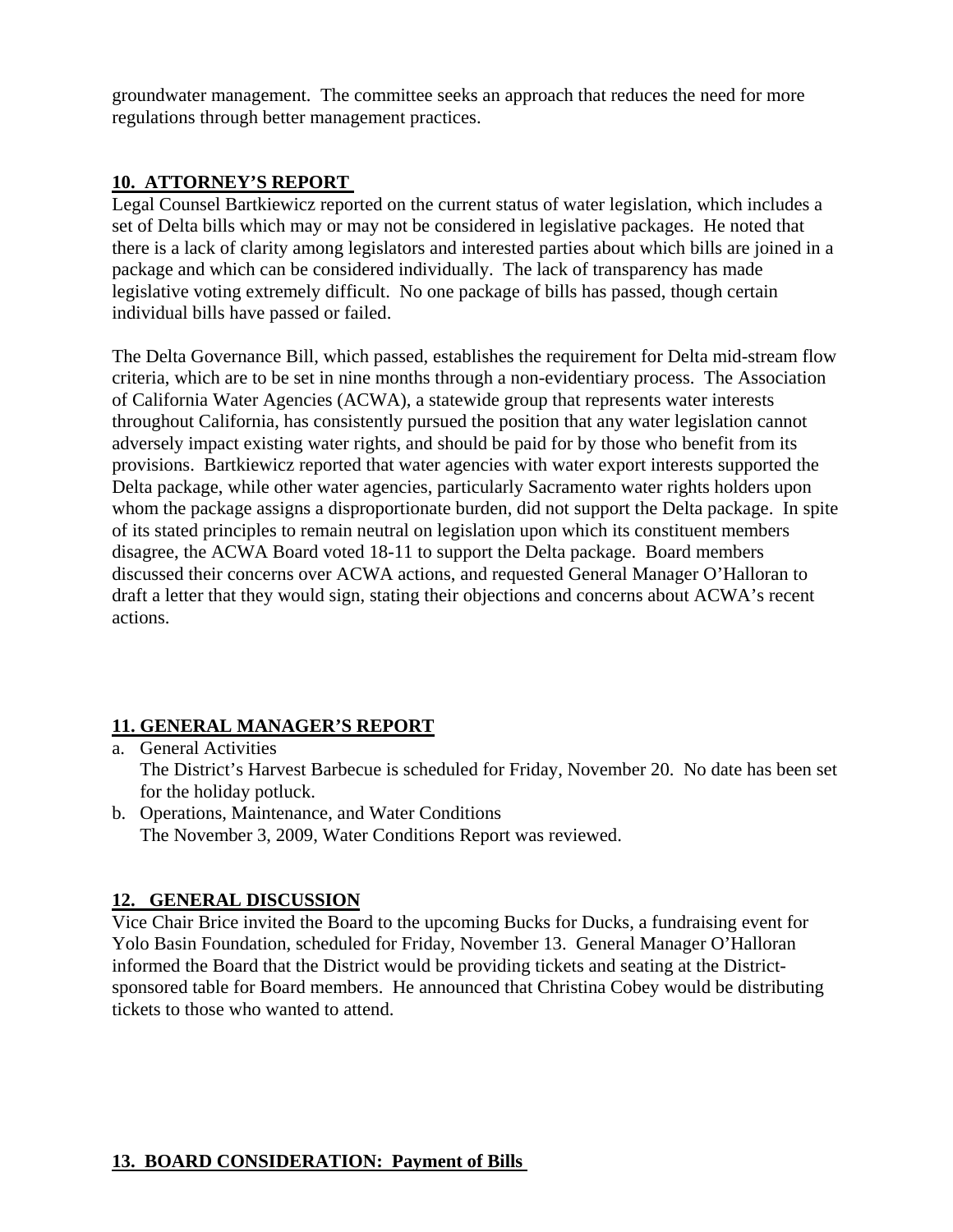groundwater management. The committee seeks an approach that reduces the need for more regulations through better management practices.

## 10. ATTORNEY'S REPORT

Legal Counsel Bartkiewicz reported on the current status of water legislation, which includes a set of Delta bills which may or may not be considered in legislative packages. He noted that there is a lack of clarity among legislators and interested parties about which bills are joined in a package and which can be considered individually. The lack of transparency has made legislative voting extremely difficult. No one package of bills has passed, though certain individual bills have passed or failed.

The Delta Governance Bill, which passed, establishes the requirement for Delta mid-stream flow criteria, which are to be set in nine months through a non-evidentiary process. The Association of California Water Agencies (ACWA), a statewide group that represents water interests throughout California, has consistently pursued the position that any water legislation cannot adversely impact existing water rights, and should be paid for by those who benefit from its provisions. Bartkiewicz reported that water agencies with water export interests supported the Delta package, while other water agencies, particularly Sacramento water rights holders upon whom the package assigns a disproportionate burden, did not support the Delta package. In spite of its stated principles to remain neutral on legislation upon which its constituent members disagree, the ACWA Board voted 18-11 to support the Delta package. Board members discussed their concerns over ACWA actions, and requested General Manager O'Halloran to draft a letter that they would sign, stating their objections and concerns about ACWA's recent actions.

## 11. GENERAL MANAGER'S REPORT

a. General Activities
   The District's Harvest Barbecue is scheduled for Friday, November 20. No date has been set for the holiday potluck.
b. Operations, Maintenance, and Water Conditions
   The November 3, 2009, Water Conditions Report was reviewed.

## 12. GENERAL DISCUSSION

Vice Chair Brice invited the Board to the upcoming Bucks for Ducks, a fundraising event for Yolo Basin Foundation, scheduled for Friday, November 13. General Manager O'Halloran informed the Board that the District would be providing tickets and seating at the District-sponsored table for Board members. He announced that Christina Cobey would be distributing tickets to those who wanted to attend.

## 13. BOARD CONSIDERATION: Payment of Bills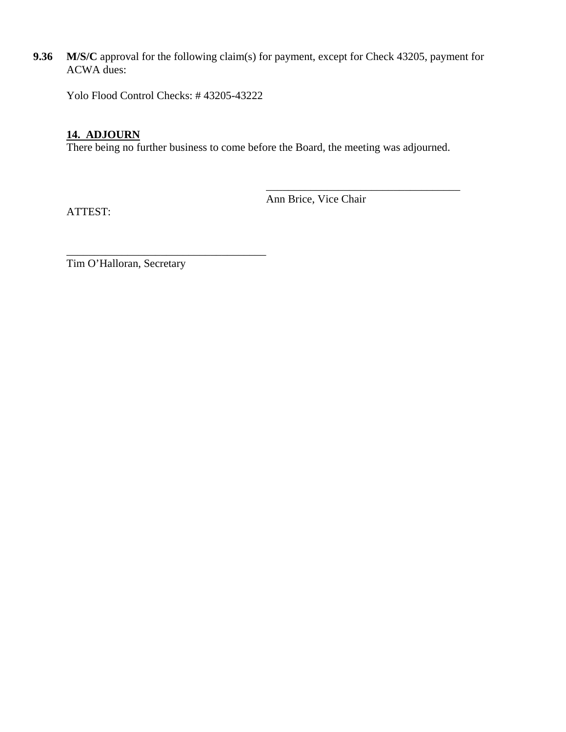**9.36** **M/S/C** approval for the following claim(s) for payment, except for Check 43205, payment for ACWA dues:

Yolo Flood Control Checks: # 43205-43222

**14. ADJOURN**

There being no further business to come before the Board, the meeting was adjourned.

\_\_\_\_\_\_\_\_\_\_\_\_\_\_\_\_\_\_\_\_\_\_\_\_\_\_\_\_\_\_\_\_\_\_\_\_

Ann Brice, Vice Chair

ATTEST:

\_\_\_\_\_\_\_\_\_\_\_\_\_\_\_\_\_\_\_\_\_\_\_\_\_\_\_\_\_\_\_\_\_\_\_\_

Tim O'Halloran, Secretary